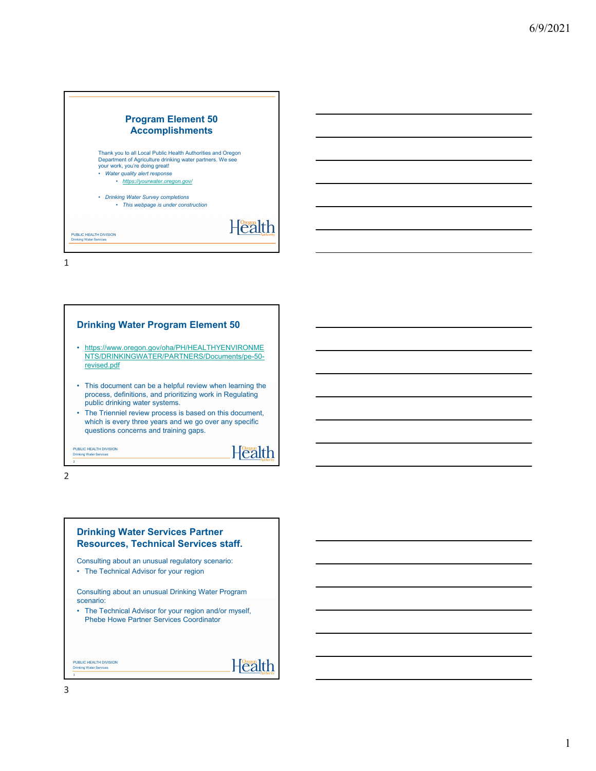## Program Element 50 Accomplishments

Thank you to all Local Public Health Authorities and Oregon Department of Agriculture drinking water partners. We see your work, you're doing great!

- *Water quality alert response*
  - *https://yourwater.oregon.gov/*
- *Drinking Water Survey completions*
  - *This webpage is under construction*

PUBLIC HEALTH DIVISION
Drinking Water Services

## Drinking Water Program Element 50

- https://www.oregon.gov/oha/PH/HEALTHYENVIRONMENTS/DRINKINGWATER/PARTNERS/Documents/pe-50-revised.pdf
- This document can be a helpful review when learning the process, definitions, and prioritizing work in Regulating public drinking water systems.
- The Trienniel review process is based on this document, which is every three years and we go over any specific questions concerns and training gaps.

PUBLIC HEALTH DIVISION
Drinking Water Services

## Drinking Water Services Partner Resources, Technical Services staff.

Consulting about an unusual regulatory scenario:

- The Technical Advisor for your region

Consulting about an unusual Drinking Water Program scenario:

- The Technical Advisor for your region and/or myself, Phebe Howe Partner Services Coordinator

PUBLIC HEALTH DIVISION
Drinking Water Services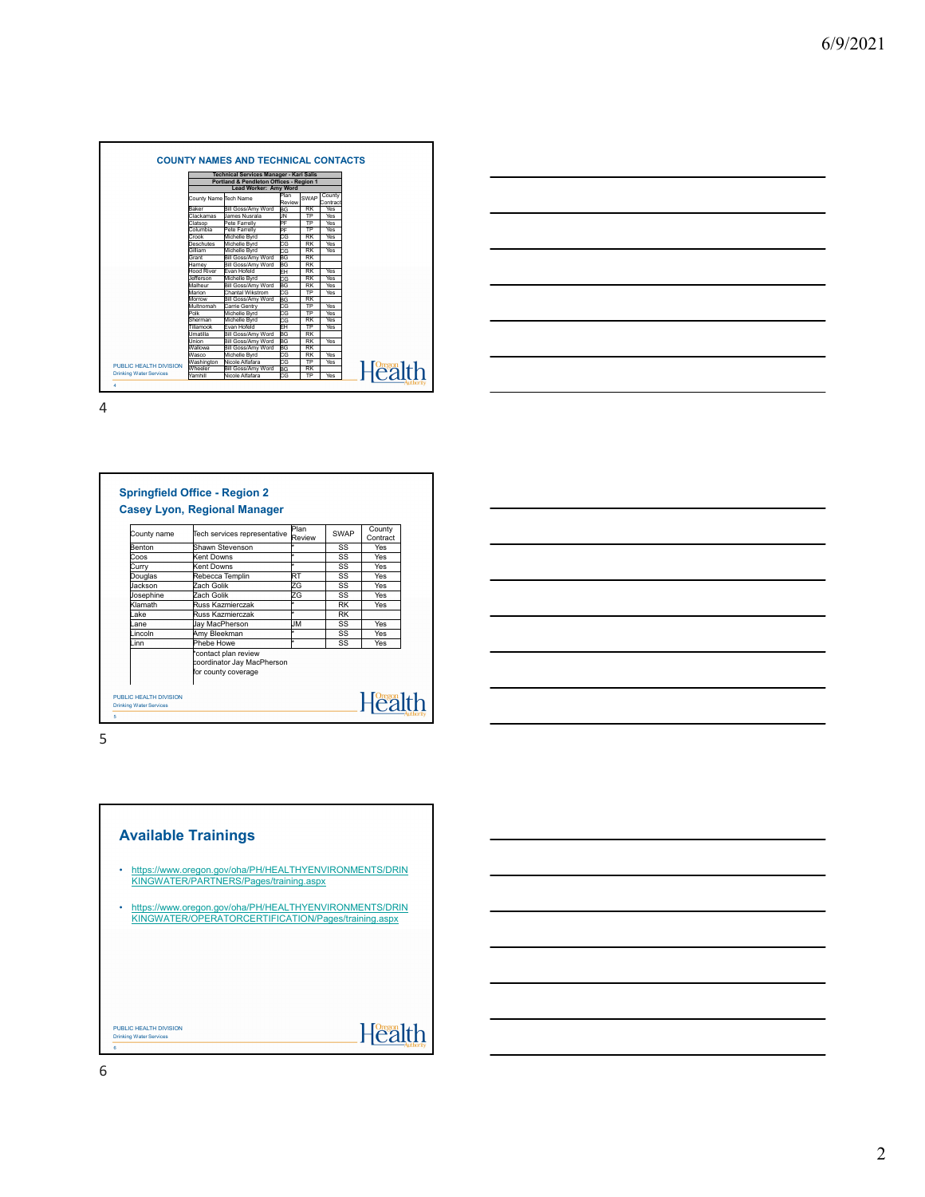## COUNTY NAMES AND TECHNICAL CONTACTS

| Technical Services Manager - Kari Salis | | | | |
|---|---|---|---|---|
| Portland & Pendleton Offices - Region 1 | | | | |
| Lead Worker: Amy Word | | | | |
| County Name | Tech Name | Plan Review | SWAP | County Contract |
| Baker | Bill Goss/Amy Word | BG | RK | Yes |
| Clackamas | James Nusrala | JN | TP | Yes |
| Clatsop | Pete Farrelly | PF | TP | Yes |
| Columbia | Pete Farrelly | PF | TP | Yes |
| Crook | Michelle Byrd | CG | RK | Yes |
| Deschutes | Michelle Byrd | CG | RK | Yes |
| Gilliam | Michelle Byrd | CG | RK | Yes |
| Grant | Bill Goss/Amy Word | BG | RK | |
| Harney | Bill Goss/Amy Word | BG | RK | |
| Hood River | Evan Hofeld | EH | RK | Yes |
| Jefferson | Michelle Byrd | CG | RK | Yes |
| Malheur | Bill Goss/Amy Word | BG | RK | Yes |
| Marion | Chantal Wikstrom | CG | TP | Yes |
| Morrow | Bill Goss/Amy Word | BG | RK | |
| Multnomah | Carrie Gentry | CG | TP | Yes |
| Polk | Michelle Byrd | CG | TP | Yes |
| Sherman | Michelle Byrd | CG | RK | Yes |
| Tillamook | Evan Hofeld | EH | TP | Yes |
| Umatilla | Bill Goss/Amy Word | BG | RK | |
| Union | Bill Goss/Amy Word | BG | RK | Yes |
| Wallowa | Bill Goss/Amy Word | BG | RK | |
| Wasco | Michelle Byrd | CG | RK | Yes |
| Washington | Nicole Alfafara | CG | TP | Yes |
| Wheeler | Bill Goss/Amy Word | BG | RK | |
| Yamhill | Nicole Alfafara | CG | TP | Yes |

PUBLIC HEALTH DIVISION
Drinking Water Services

## Springfield Office - Region 2
## Casey Lyon, Regional Manager

| County name | Tech services representative | Plan Review | SWAP | County Contract |
|---|---|---|---|---|
| Benton | Shawn Stevenson | * | SS | Yes |
| Coos | Kent Downs | * | SS | Yes |
| Curry | Kent Downs | * | SS | Yes |
| Douglas | Rebecca Templin | RT | SS | Yes |
| Jackson | Zach Golik | ZG | SS | Yes |
| Josephine | Zach Golik | ZG | SS | Yes |
| Klamath | Russ Kazmierczak | * | RK | Yes |
| Lake | Russ Kazmierczak | * | RK | |
| Lane | Jay MacPherson | JM | SS | Yes |
| Lincoln | Amy Bleekman | * | SS | Yes |
| Linn | Phebe Howe | * | SS | Yes |
| | *contact plan review coordinator Jay MacPherson for county coverage | | | |

PUBLIC HEALTH DIVISION
Drinking Water Services

## Available Trainings

- https://www.oregon.gov/oha/PH/HEALTHYENVIRONMENTS/DRINKINGWATER/PARTNERS/Pages/training.aspx
- https://www.oregon.gov/oha/PH/HEALTHYENVIRONMENTS/DRINKINGWATER/OPERATORCERTIFICATION/Pages/training.aspx

PUBLIC HEALTH DIVISION
Drinking Water Services